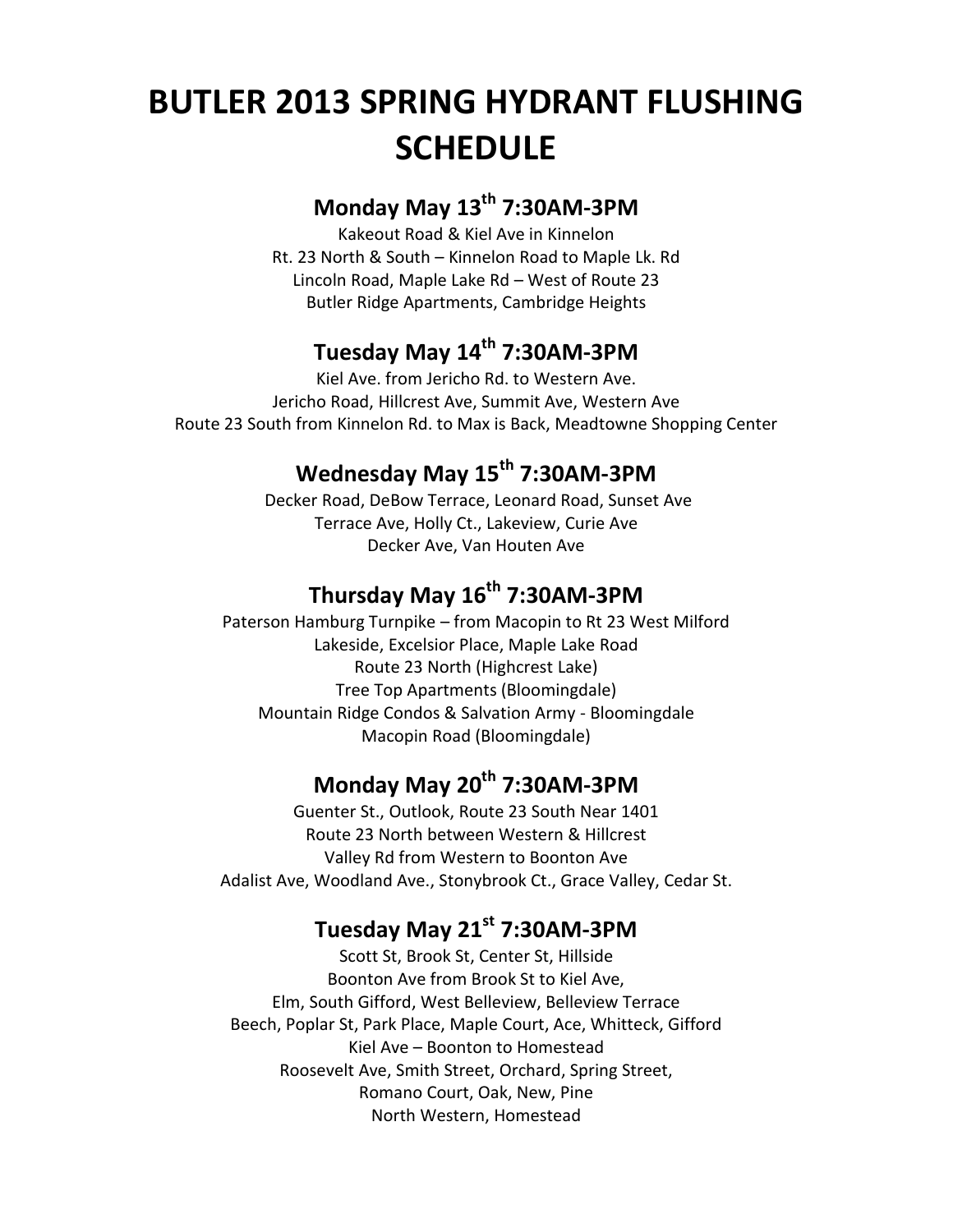# BUTLER 2013 SPRING HYDRANT FLUSHING SCHEDULE

## Monday May 13th 7:30AM-3PM

Kakeout Road & Kiel Ave in Kinnelon
Rt. 23 North & South – Kinnelon Road to Maple Lk. Rd
Lincoln Road, Maple Lake Rd – West of Route 23
Butler Ridge Apartments, Cambridge Heights

## Tuesday May 14th 7:30AM-3PM

Kiel Ave. from Jericho Rd. to Western Ave.
Jericho Road, Hillcrest Ave, Summit Ave, Western Ave
Route 23 South from Kinnelon Rd. to Max is Back, Meadtowne Shopping Center

## Wednesday May 15th 7:30AM-3PM

Decker Road, DeBow Terrace, Leonard Road, Sunset Ave
Terrace Ave, Holly Ct., Lakeview, Curie Ave
Decker Ave, Van Houten Ave

## Thursday May 16th 7:30AM-3PM

Paterson Hamburg Turnpike – from Macopin to Rt 23 West Milford
Lakeside, Excelsior Place, Maple Lake Road
Route 23 North (Highcrest Lake)
Tree Top Apartments (Bloomingdale)
Mountain Ridge Condos & Salvation Army - Bloomingdale
Macopin Road (Bloomingdale)

## Monday May 20th 7:30AM-3PM

Guenter St., Outlook, Route 23 South Near 1401
Route 23 North between Western & Hillcrest
Valley Rd from Western to Boonton Ave
Adalist Ave, Woodland Ave., Stonybrook Ct., Grace Valley, Cedar St.

## Tuesday May 21st 7:30AM-3PM

Scott St, Brook St, Center St, Hillside
Boonton Ave from Brook St to Kiel Ave,
Elm, South Gifford, West Belleview, Belleview Terrace
Beech, Poplar St, Park Place, Maple Court, Ace, Whitteck, Gifford
Kiel Ave – Boonton to Homestead
Roosevelt Ave, Smith Street, Orchard, Spring Street,
Romano Court, Oak, New, Pine
North Western, Homestead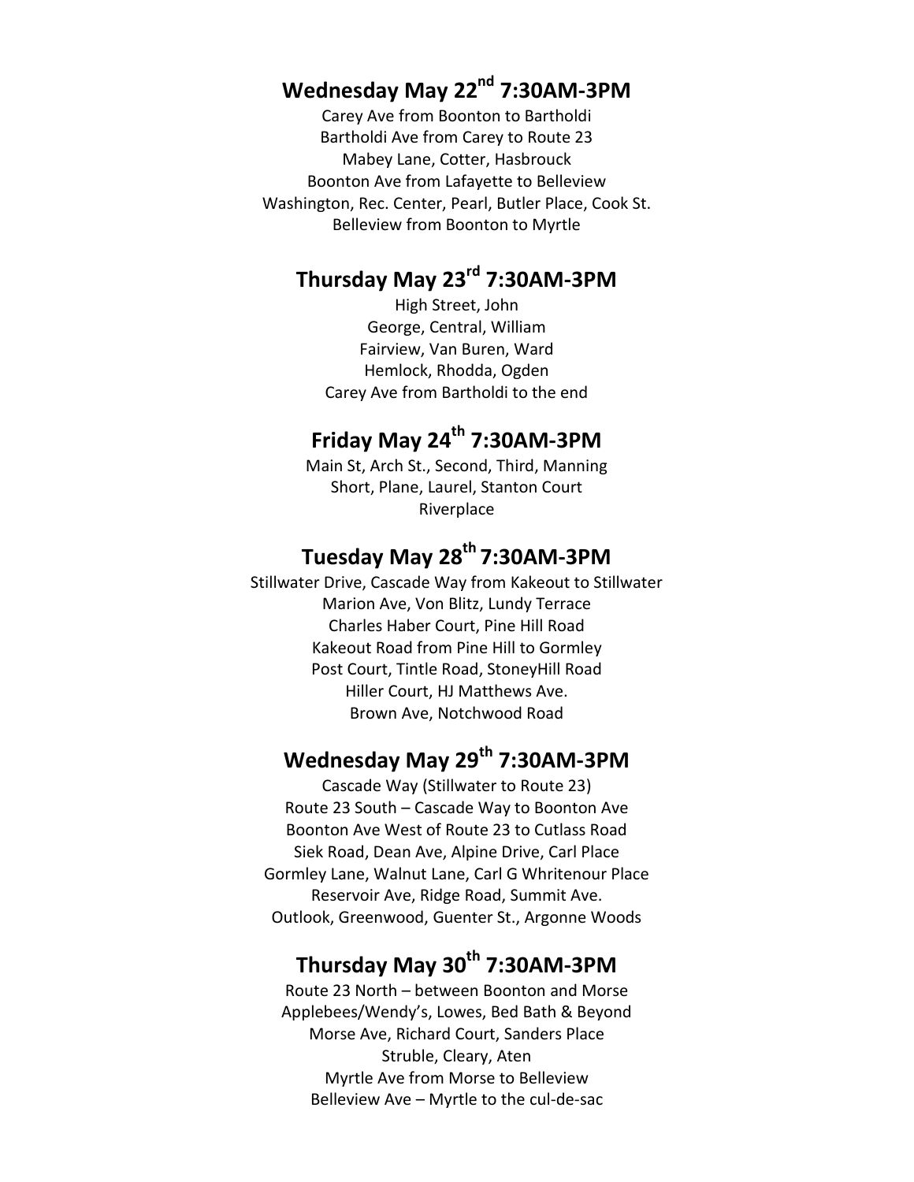## Wednesday May 22nd 7:30AM-3PM

Carey Ave from Boonton to Bartholdi
Bartholdi Ave from Carey to Route 23
Mabey Lane, Cotter, Hasbrouck
Boonton Ave from Lafayette to Belleview
Washington, Rec. Center, Pearl, Butler Place, Cook St.
Belleview from Boonton to Myrtle

## Thursday May 23rd 7:30AM-3PM

High Street, John
George, Central, William
Fairview, Van Buren, Ward
Hemlock, Rhodda, Ogden
Carey Ave from Bartholdi to the end

## Friday May 24th 7:30AM-3PM

Main St, Arch St., Second, Third, Manning
Short, Plane, Laurel, Stanton Court
Riverplace

## Tuesday May 28th 7:30AM-3PM

Stillwater Drive, Cascade Way from Kakeout to Stillwater
Marion Ave, Von Blitz, Lundy Terrace
Charles Haber Court, Pine Hill Road
Kakeout Road from Pine Hill to Gormley
Post Court, Tintle Road, StoneyHill Road
Hiller Court, HJ Matthews Ave.
Brown Ave, Notchwood Road

## Wednesday May 29th 7:30AM-3PM

Cascade Way (Stillwater to Route 23)
Route 23 South – Cascade Way to Boonton Ave
Boonton Ave West of Route 23 to Cutlass Road
Siek Road, Dean Ave, Alpine Drive, Carl Place
Gormley Lane, Walnut Lane, Carl G Whritenour Place
Reservoir Ave, Ridge Road, Summit Ave.
Outlook, Greenwood, Guenter St., Argonne Woods

## Thursday May 30th 7:30AM-3PM

Route 23 North – between Boonton and Morse
Applebees/Wendy's, Lowes, Bed Bath & Beyond
Morse Ave, Richard Court, Sanders Place
Struble, Cleary, Aten
Myrtle Ave from Morse to Belleview
Belleview Ave – Myrtle to the cul-de-sac